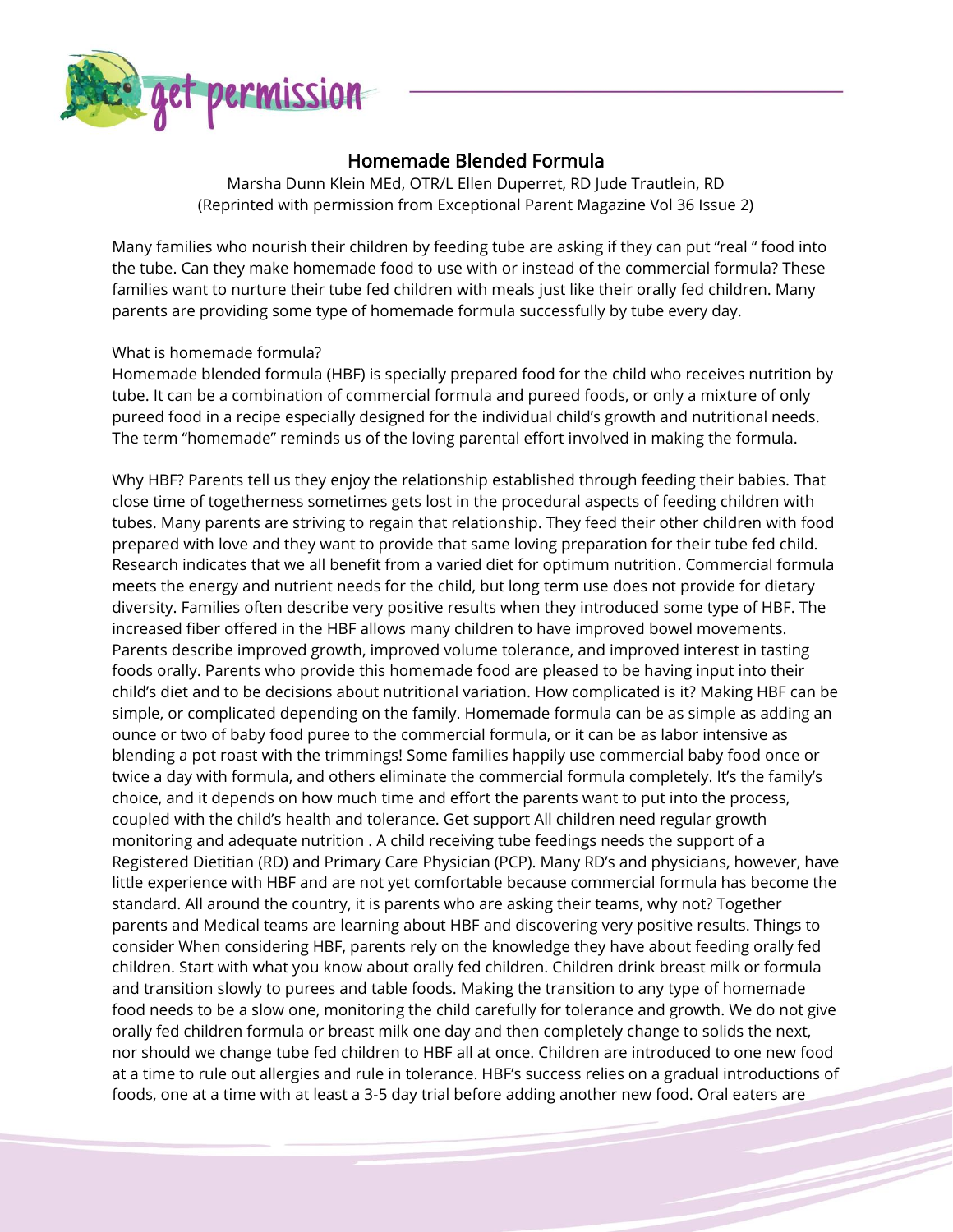# Homemade Blended Formula

Marsha Dunn Klein MEd, OTR/L Ellen Duperret, RD Jude Trautlein, RD
(Reprinted with permission from Exceptional Parent Magazine Vol 36 Issue 2)

Many families who nourish their children by feeding tube are asking if they can put "real " food into the tube. Can they make homemade food to use with or instead of the commercial formula? These families want to nurture their tube fed children with meals just like their orally fed children. Many parents are providing some type of homemade formula successfully by tube every day.

What is homemade formula?

Homemade blended formula (HBF) is specially prepared food for the child who receives nutrition by tube. It can be a combination of commercial formula and pureed foods, or only a mixture of only pureed food in a recipe especially designed for the individual child's growth and nutritional needs. The term "homemade" reminds us of the loving parental effort involved in making the formula.

Why HBF? Parents tell us they enjoy the relationship established through feeding their babies. That close time of togetherness sometimes gets lost in the procedural aspects of feeding children with tubes. Many parents are striving to regain that relationship. They feed their other children with food prepared with love and they want to provide that same loving preparation for their tube fed child. Research indicates that we all benefit from a varied diet for optimum nutrition. Commercial formula meets the energy and nutrient needs for the child, but long term use does not provide for dietary diversity. Families often describe very positive results when they introduced some type of HBF. The increased fiber offered in the HBF allows many children to have improved bowel movements. Parents describe improved growth, improved volume tolerance, and improved interest in tasting foods orally. Parents who provide this homemade food are pleased to be having input into their child's diet and to be decisions about nutritional variation. How complicated is it? Making HBF can be simple, or complicated depending on the family. Homemade formula can be as simple as adding an ounce or two of baby food puree to the commercial formula, or it can be as labor intensive as blending a pot roast with the trimmings! Some families happily use commercial baby food once or twice a day with formula, and others eliminate the commercial formula completely. It's the family's choice, and it depends on how much time and effort the parents want to put into the process, coupled with the child's health and tolerance. Get support All children need regular growth monitoring and adequate nutrition . A child receiving tube feedings needs the support of a Registered Dietitian (RD) and Primary Care Physician (PCP). Many RD's and physicians, however, have little experience with HBF and are not yet comfortable because commercial formula has become the standard. All around the country, it is parents who are asking their teams, why not? Together parents and Medical teams are learning about HBF and discovering very positive results. Things to consider When considering HBF, parents rely on the knowledge they have about feeding orally fed children. Start with what you know about orally fed children. Children drink breast milk or formula and transition slowly to purees and table foods. Making the transition to any type of homemade food needs to be a slow one, monitoring the child carefully for tolerance and growth. We do not give orally fed children formula or breast milk one day and then completely change to solids the next, nor should we change tube fed children to HBF all at once. Children are introduced to one new food at a time to rule out allergies and rule in tolerance. HBF's success relies on a gradual introductions of foods, one at a time with at least a 3-5 day trial before adding another new food. Oral eaters are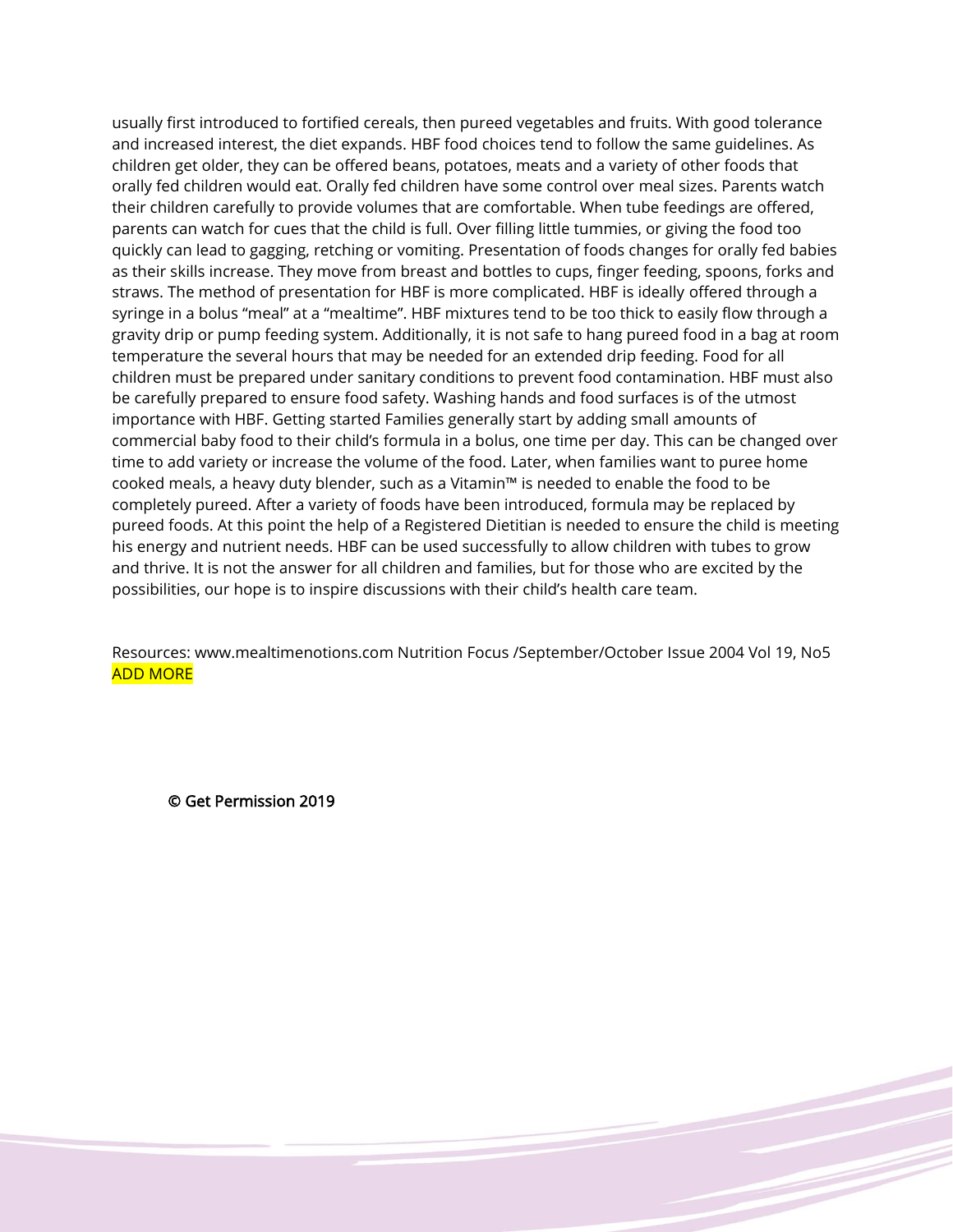usually first introduced to fortified cereals, then pureed vegetables and fruits. With good tolerance and increased interest, the diet expands. HBF food choices tend to follow the same guidelines. As children get older, they can be offered beans, potatoes, meats and a variety of other foods that orally fed children would eat. Orally fed children have some control over meal sizes. Parents watch their children carefully to provide volumes that are comfortable. When tube feedings are offered, parents can watch for cues that the child is full. Over filling little tummies, or giving the food too quickly can lead to gagging, retching or vomiting. Presentation of foods changes for orally fed babies as their skills increase. They move from breast and bottles to cups, finger feeding, spoons, forks and straws. The method of presentation for HBF is more complicated. HBF is ideally offered through a syringe in a bolus "meal" at a "mealtime". HBF mixtures tend to be too thick to easily flow through a gravity drip or pump feeding system. Additionally, it is not safe to hang pureed food in a bag at room temperature the several hours that may be needed for an extended drip feeding. Food for all children must be prepared under sanitary conditions to prevent food contamination. HBF must also be carefully prepared to ensure food safety. Washing hands and food surfaces is of the utmost importance with HBF. Getting started Families generally start by adding small amounts of commercial baby food to their child's formula in a bolus, one time per day. This can be changed over time to add variety or increase the volume of the food. Later, when families want to puree home cooked meals, a heavy duty blender, such as a Vitamin™ is needed to enable the food to be completely pureed. After a variety of foods have been introduced, formula may be replaced by pureed foods. At this point the help of a Registered Dietitian is needed to ensure the child is meeting his energy and nutrient needs. HBF can be used successfully to allow children with tubes to grow and thrive. It is not the answer for all children and families, but for those who are excited by the possibilities, our hope is to inspire discussions with their child's health care team.

Resources: www.mealtimenotions.com Nutrition Focus /September/October Issue 2004 Vol 19, No5 ADD MORE

© Get Permission 2019